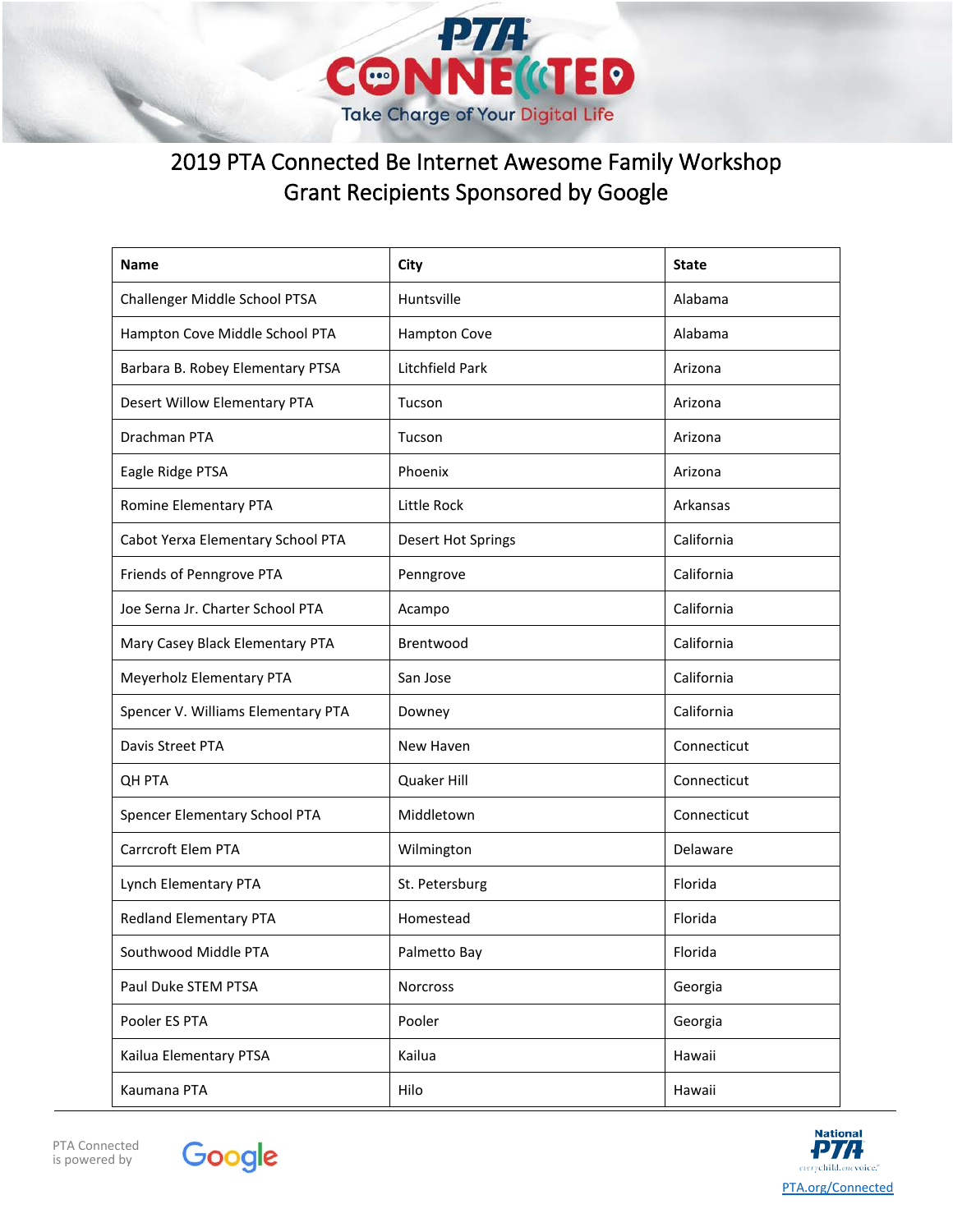# 2019 PTA Connected Be Internet Awesome Family Workshop Grant Recipients Sponsored by Google

| Name | City | State |
|---|---|---|
| Challenger Middle School PTSA | Huntsville | Alabama |
| Hampton Cove Middle School PTA | Hampton Cove | Alabama |
| Barbara B. Robey Elementary PTSA | Litchfield Park | Arizona |
| Desert Willow Elementary PTA | Tucson | Arizona |
| Drachman PTA | Tucson | Arizona |
| Eagle Ridge PTSA | Phoenix | Arizona |
| Romine Elementary PTA | Little Rock | Arkansas |
| Cabot Yerxa Elementary School PTA | Desert Hot Springs | California |
| Friends of Penngrove PTA | Penngrove | California |
| Joe Serna Jr. Charter School PTA | Acampo | California |
| Mary Casey Black Elementary PTA | Brentwood | California |
| Meyerholz Elementary PTA | San Jose | California |
| Spencer V. Williams Elementary PTA | Downey | California |
| Davis Street PTA | New Haven | Connecticut |
| QH PTA | Quaker Hill | Connecticut |
| Spencer Elementary School PTA | Middletown | Connecticut |
| Carrcroft Elem PTA | Wilmington | Delaware |
| Lynch Elementary PTA | St. Petersburg | Florida |
| Redland Elementary PTA | Homestead | Florida |
| Southwood Middle PTA | Palmetto Bay | Florida |
| Paul Duke STEM PTSA | Norcross | Georgia |
| Pooler ES PTA | Pooler | Georgia |
| Kailua Elementary PTSA | Kailua | Hawaii |
| Kaumana PTA | Hilo | Hawaii |

PTA Connected is powered by Google

PTA.org/Connected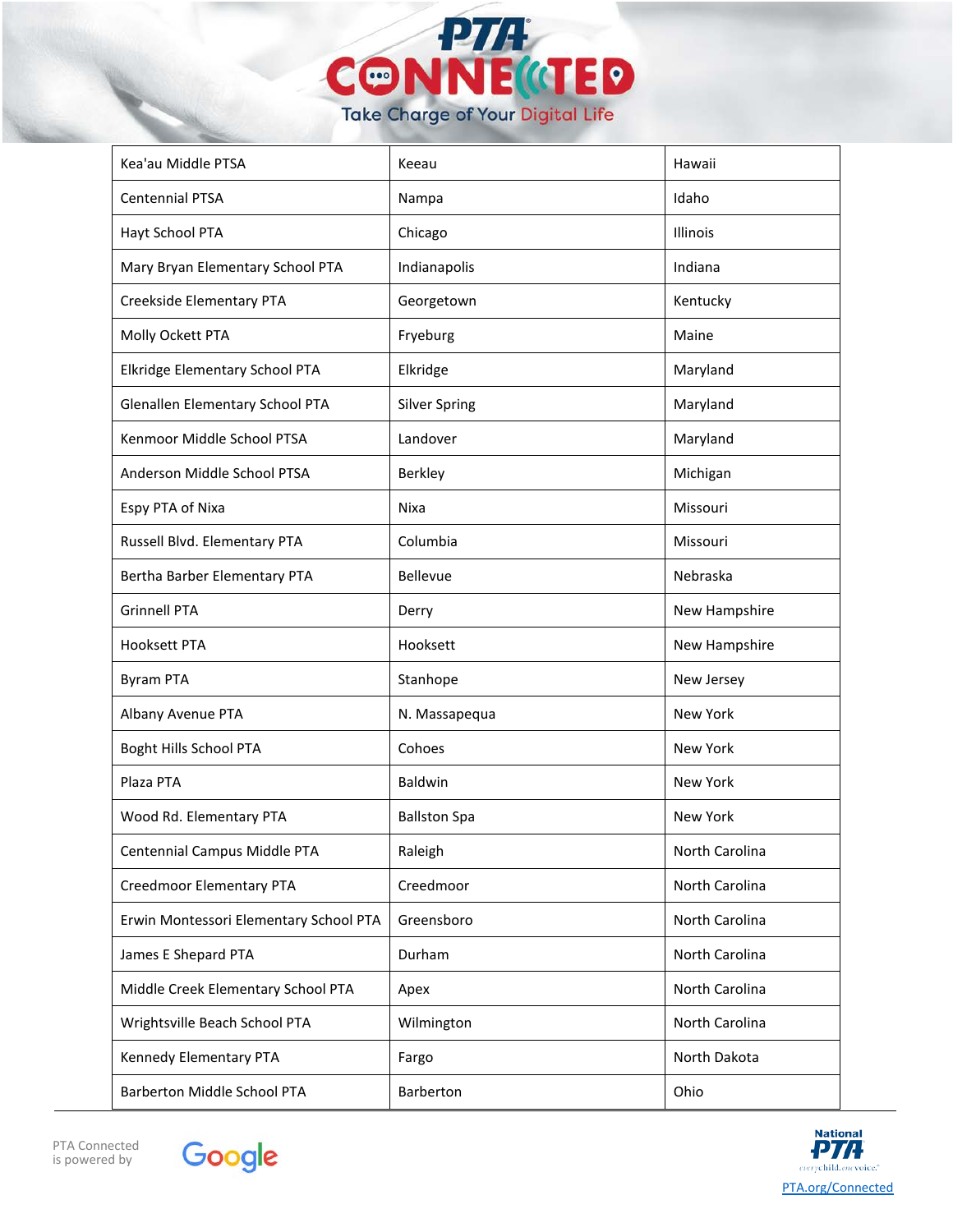| Kea'au Middle PTSA | Keeau | Hawaii |
|---|---|---|
| Centennial PTSA | Nampa | Idaho |
| Hayt School PTA | Chicago | Illinois |
| Mary Bryan Elementary School PTA | Indianapolis | Indiana |
| Creekside Elementary PTA | Georgetown | Kentucky |
| Molly Ockett PTA | Fryeburg | Maine |
| Elkridge Elementary School PTA | Elkridge | Maryland |
| Glenallen Elementary School PTA | Silver Spring | Maryland |
| Kenmoor Middle School PTSA | Landover | Maryland |
| Anderson Middle School PTSA | Berkley | Michigan |
| Espy PTA of Nixa | Nixa | Missouri |
| Russell Blvd. Elementary PTA | Columbia | Missouri |
| Bertha Barber Elementary PTA | Bellevue | Nebraska |
| Grinnell PTA | Derry | New Hampshire |
| Hooksett PTA | Hooksett | New Hampshire |
| Byram PTA | Stanhope | New Jersey |
| Albany Avenue PTA | N. Massapequa | New York |
| Boght Hills School PTA | Cohoes | New York |
| Plaza PTA | Baldwin | New York |
| Wood Rd. Elementary PTA | Ballston Spa | New York |
| Centennial Campus Middle PTA | Raleigh | North Carolina |
| Creedmoor Elementary PTA | Creedmoor | North Carolina |
| Erwin Montessori Elementary School PTA | Greensboro | North Carolina |
| James E Shepard PTA | Durham | North Carolina |
| Middle Creek Elementary School PTA | Apex | North Carolina |
| Wrightsville Beach School PTA | Wilmington | North Carolina |
| Kennedy Elementary PTA | Fargo | North Dakota |
| Barberton Middle School PTA | Barberton | Ohio |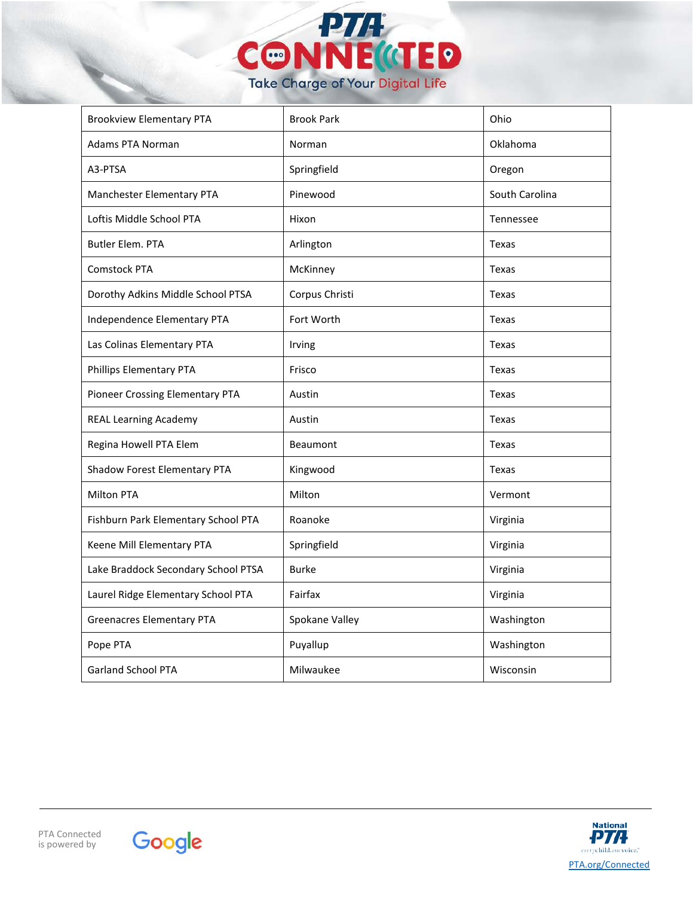| | | |
|---|---|---|
| Brookview Elementary PTA | Brook Park | Ohio |
| Adams PTA Norman | Norman | Oklahoma |
| A3-PTSA | Springfield | Oregon |
| Manchester Elementary PTA | Pinewood | South Carolina |
| Loftis Middle School PTA | Hixon | Tennessee |
| Butler Elem. PTA | Arlington | Texas |
| Comstock PTA | McKinney | Texas |
| Dorothy Adkins Middle School PTSA | Corpus Christi | Texas |
| Independence Elementary PTA | Fort Worth | Texas |
| Las Colinas Elementary PTA | Irving | Texas |
| Phillips Elementary PTA | Frisco | Texas |
| Pioneer Crossing Elementary PTA | Austin | Texas |
| REAL Learning Academy | Austin | Texas |
| Regina Howell PTA Elem | Beaumont | Texas |
| Shadow Forest Elementary PTA | Kingwood | Texas |
| Milton PTA | Milton | Vermont |
| Fishburn Park Elementary School PTA | Roanoke | Virginia |
| Keene Mill Elementary PTA | Springfield | Virginia |
| Lake Braddock Secondary School PTSA | Burke | Virginia |
| Laurel Ridge Elementary School PTA | Fairfax | Virginia |
| Greenacres Elementary PTA | Spokane Valley | Washington |
| Pope PTA | Puyallup | Washington |
| Garland School PTA | Milwaukee | Wisconsin |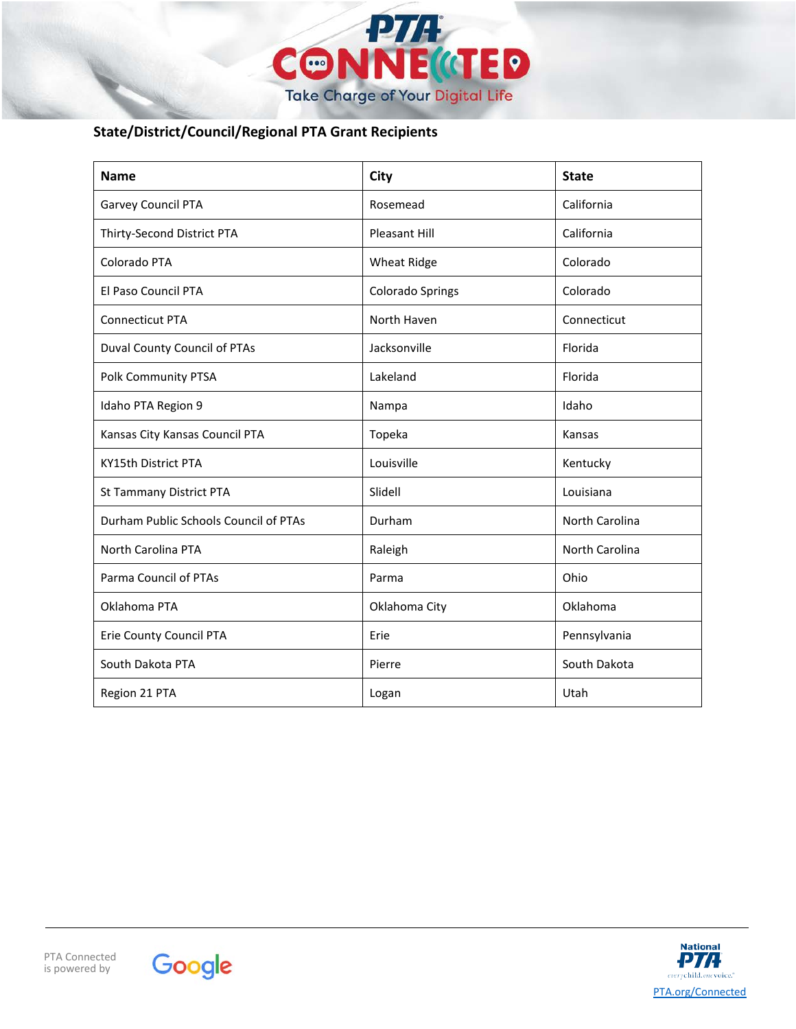## State/District/Council/Regional PTA Grant Recipients

| Name | City | State |
|---|---|---|
| Garvey Council PTA | Rosemead | California |
| Thirty-Second District PTA | Pleasant Hill | California |
| Colorado PTA | Wheat Ridge | Colorado |
| El Paso Council PTA | Colorado Springs | Colorado |
| Connecticut PTA | North Haven | Connecticut |
| Duval County Council of PTAs | Jacksonville | Florida |
| Polk Community PTSA | Lakeland | Florida |
| Idaho PTA Region 9 | Nampa | Idaho |
| Kansas City Kansas Council PTA | Topeka | Kansas |
| KY15th District PTA | Louisville | Kentucky |
| St Tammany District PTA | Slidell | Louisiana |
| Durham Public Schools Council of PTAs | Durham | North Carolina |
| North Carolina PTA | Raleigh | North Carolina |
| Parma Council of PTAs | Parma | Ohio |
| Oklahoma PTA | Oklahoma City | Oklahoma |
| Erie County Council PTA | Erie | Pennsylvania |
| South Dakota PTA | Pierre | South Dakota |
| Region 21 PTA | Logan | Utah |